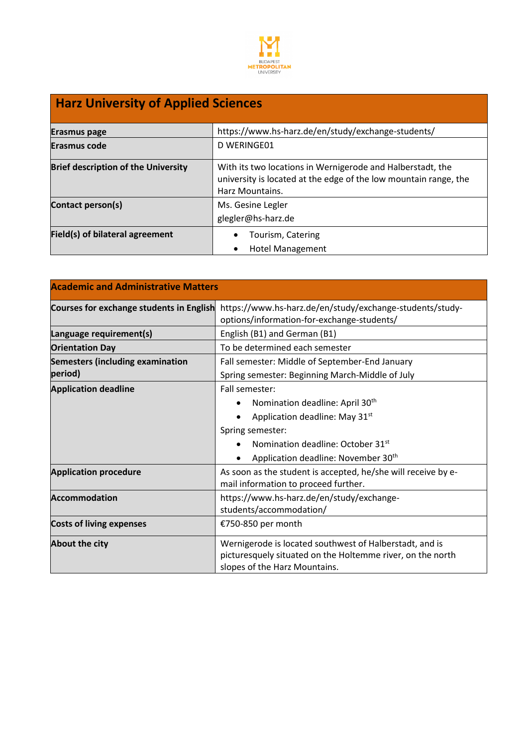| Harz University of Applied Sciences | |
|---|---|
| **Erasmus page** | https://www.hs-harz.de/en/study/exchange-students/ |
| **Erasmus code** | D WERINGE01 |
| **Brief description of the University** | With its two locations in Wernigerode and Halberstadt, the university is located at the edge of the low mountain range, the Harz Mountains. |
| **Contact person(s)** | Ms. Gesine Legler<br>glegler@hs-harz.de |
| **Field(s) of bilateral agreement** | • Tourism, Catering<br>• Hotel Management |

| Academic and Administrative Matters | |
|---|---|
| **Courses for exchange students in English** | https://www.hs-harz.de/en/study/exchange-students/study-options/information-for-exchange-students/ |
| **Language requirement(s)** | English (B1) and German (B1) |
| **Orientation Day** | To be determined each semester |
| **Semesters (including examination period)** | Fall semester: Middle of September-End January<br>Spring semester: Beginning March-Middle of July |
| **Application deadline** | Fall semester:<br>• Nomination deadline: April 30th<br>• Application deadline: May 31st<br>Spring semester:<br>• Nomination deadline: October 31st<br>• Application deadline: November 30th |
| **Application procedure** | As soon as the student is accepted, he/she will receive by e-mail information to proceed further. |
| **Accommodation** | https://www.hs-harz.de/en/study/exchange-students/accommodation/ |
| **Costs of living expenses** | €750-850 per month |
| **About the city** | Wernigerode is located southwest of Halberstadt, and is picturesquely situated on the Holtemme river, on the north slopes of the Harz Mountains. |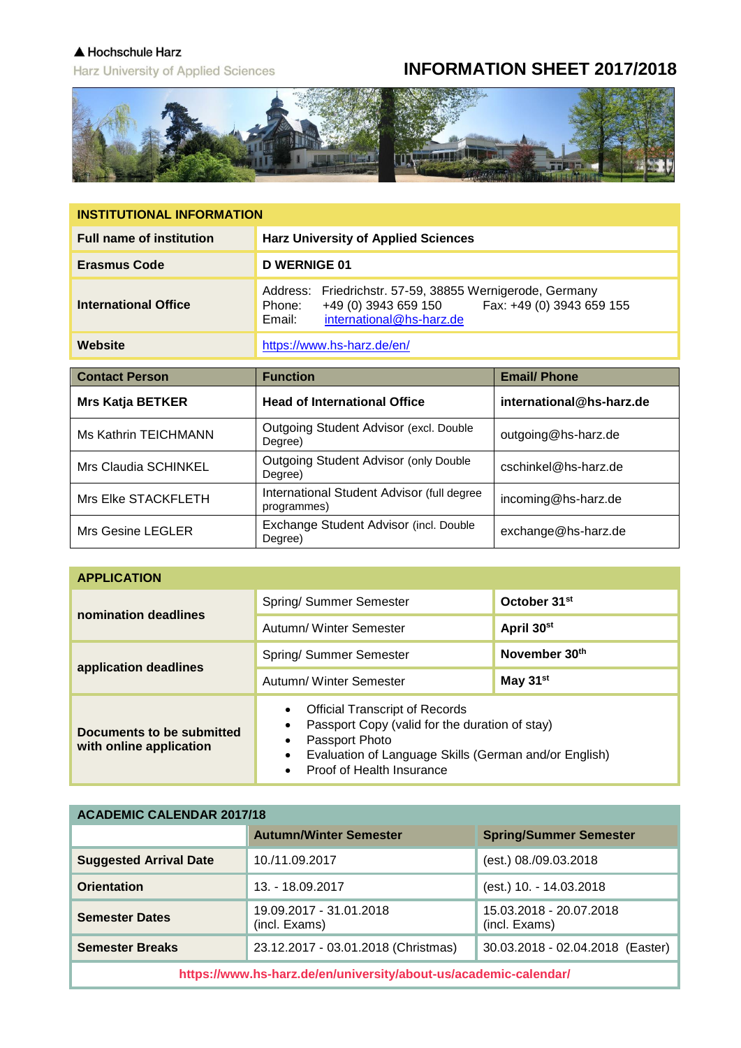▲ Hochschule Harz
Harz University of Applied Sciences

# INFORMATION SHEET 2017/2018

| INSTITUTIONAL INFORMATION | |
|---|---|
| **Full name of institution** | **Harz University of Applied Sciences** |
| **Erasmus Code** | **D WERNIGE 01** |
| **International Office** | Address: Friedrichstr. 57-59, 38855 Wernigerode, Germany<br>Phone: +49 (0) 3943 659 150 Fax: +49 (0) 3943 659 155<br>Email: international@hs-harz.de |
| **Website** | https://www.hs-harz.de/en/ |

| Contact Person | Function | Email/ Phone |
|---|---|---|
| **Mrs Katja BETKER** | **Head of International Office** | **international@hs-harz.de** |
| Ms Kathrin TEICHMANN | Outgoing Student Advisor (excl. Double Degree) | outgoing@hs-harz.de |
| Mrs Claudia SCHINKEL | Outgoing Student Advisor (only Double Degree) | cschinkel@hs-harz.de |
| Mrs Elke STACKFLETH | International Student Advisor (full degree programmes) | incoming@hs-harz.de |
| Mrs Gesine LEGLER | Exchange Student Advisor (incl. Double Degree) | exchange@hs-harz.de |

| APPLICATION | | |
|---|---|---|
| **nomination deadlines** | Spring/ Summer Semester | **October 31st** |
| | Autumn/ Winter Semester | **April 30st** |
| **application deadlines** | Spring/ Summer Semester | **November 30th** |
| | Autumn/ Winter Semester | **May 31st** |
| **Documents to be submitted with online application** | • Official Transcript of Records<br>• Passport Copy (valid for the duration of stay)<br>• Passport Photo<br>• Evaluation of Language Skills (German and/or English)<br>• Proof of Health Insurance | |

| ACADEMIC CALENDAR 2017/18 | | |
|---|---|---|
| | **Autumn/Winter Semester** | **Spring/Summer Semester** |
| **Suggested Arrival Date** | 10./11.09.2017 | (est.) 08./09.03.2018 |
| **Orientation** | 13. - 18.09.2017 | (est.) 10. - 14.03.2018 |
| **Semester Dates** | 19.09.2017 - 31.01.2018 (incl. Exams) | 15.03.2018 - 20.07.2018 (incl. Exams) |
| **Semester Breaks** | 23.12.2017 - 03.01.2018 (Christmas) | 30.03.2018 - 02.04.2018 (Easter) |

https://www.hs-harz.de/en/university/about-us/academic-calendar/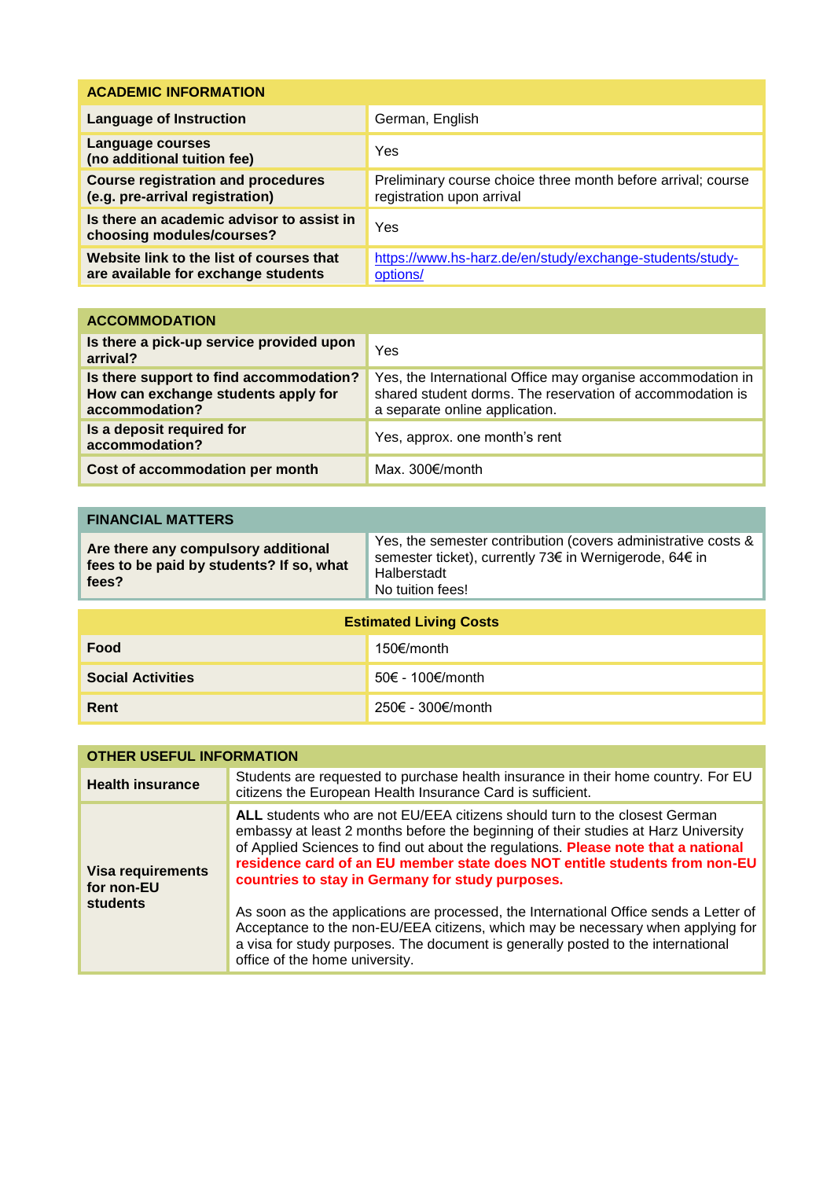| ACADEMIC INFORMATION | |
|---|---|
| **Language of Instruction** | German, English |
| **Language courses (no additional tuition fee)** | Yes |
| **Course registration and procedures (e.g. pre-arrival registration)** | Preliminary course choice three month before arrival; course registration upon arrival |
| **Is there an academic advisor to assist in choosing modules/courses?** | Yes |
| **Website link to the list of courses that are available for exchange students** | [https://www.hs-harz.de/en/study/exchange-students/study-options/](https://www.hs-harz.de/en/study/exchange-students/study-options/) |

| ACCOMMODATION | |
|---|---|
| **Is there a pick-up service provided upon arrival?** | Yes |
| **Is there support to find accommodation? How can exchange students apply for accommodation?** | Yes, the International Office may organise accommodation in shared student dorms. The reservation of accommodation is a separate online application. |
| **Is a deposit required for accommodation?** | Yes, approx. one month's rent |
| **Cost of accommodation per month** | Max. 300€/month |

| FINANCIAL MATTERS | |
|---|---|
| **Are there any compulsory additional fees to be paid by students? If so, what fees?** | Yes, the semester contribution (covers administrative costs & semester ticket), currently 73€ in Wernigerode, 64€ in Halberstadt<br>No tuition fees! |

| Estimated Living Costs | |
|---|---|
| **Food** | 150€/month |
| **Social Activities** | 50€ - 100€/month |
| **Rent** | 250€ - 300€/month |

| OTHER USEFUL INFORMATION | |
|---|---|
| **Health insurance** | Students are requested to purchase health insurance in their home country. For EU citizens the European Health Insurance Card is sufficient. |
| **Visa requirements for non-EU students** | **ALL** students who are not EU/EEA citizens should turn to the closest German embassy at least 2 months before the beginning of their studies at Harz University of Applied Sciences to find out about the regulations. **Please note that a national residence card of an EU member state does NOT entitle students from non-EU countries to stay in Germany for study purposes.**<br><br>As soon as the applications are processed, the International Office sends a Letter of Acceptance to the non-EU/EEA citizens, which may be necessary when applying for a visa for study purposes. The document is generally posted to the international office of the home university. |